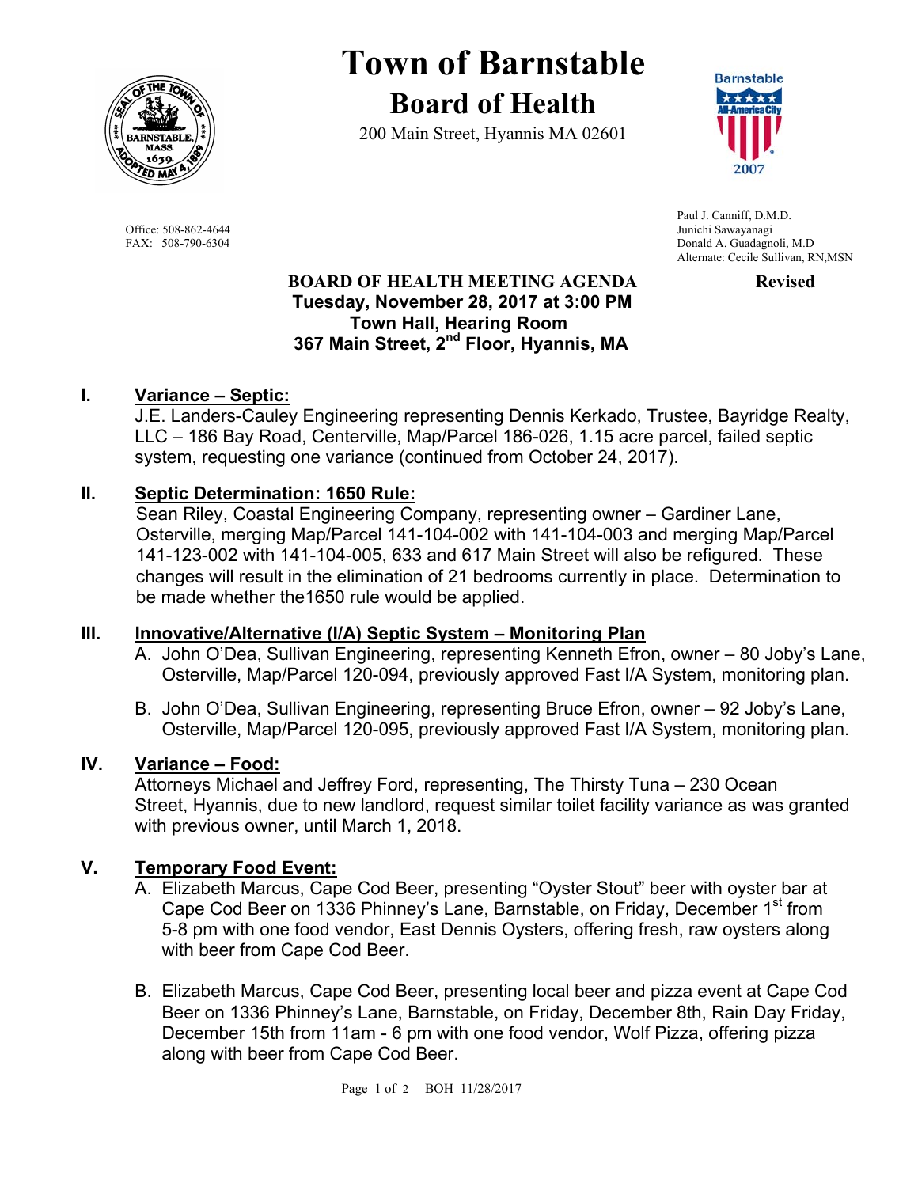# Town of Barnstable

## Board of Health

200 Main Street, Hyannis MA 02601

Office: 508-862-4644
FAX: 508-790-6304

Paul J. Canniff, D.M.D.
Junichi Sawayanagi
Donald A. Guadagnoli, M.D
Alternate: Cecile Sullivan, RN,MSN

**BOARD OF HEALTH MEETING AGENDA** **Revised**

**Tuesday, November 28, 2017 at 3:00 PM**
**Town Hall, Hearing Room**
**367 Main Street, 2nd Floor, Hyannis, MA**

## I. Variance – Septic:

J.E. Landers-Cauley Engineering representing Dennis Kerkado, Trustee, Bayridge Realty, LLC – 186 Bay Road, Centerville, Map/Parcel 186-026, 1.15 acre parcel, failed septic system, requesting one variance (continued from October 24, 2017).

## II. Septic Determination: 1650 Rule:

Sean Riley, Coastal Engineering Company, representing owner – Gardiner Lane, Osterville, merging Map/Parcel 141-104-002 with 141-104-003 and merging Map/Parcel 141-123-002 with 141-104-005, 633 and 617 Main Street will also be refigured. These changes will result in the elimination of 21 bedrooms currently in place. Determination to be made whether the1650 rule would be applied.

## III. Innovative/Alternative (I/A) Septic System – Monitoring Plan

A. John O'Dea, Sullivan Engineering, representing Kenneth Efron, owner – 80 Joby's Lane, Osterville, Map/Parcel 120-094, previously approved Fast I/A System, monitoring plan.

B. John O'Dea, Sullivan Engineering, representing Bruce Efron, owner – 92 Joby's Lane, Osterville, Map/Parcel 120-095, previously approved Fast I/A System, monitoring plan.

## IV. Variance – Food:

Attorneys Michael and Jeffrey Ford, representing, The Thirsty Tuna – 230 Ocean Street, Hyannis, due to new landlord, request similar toilet facility variance as was granted with previous owner, until March 1, 2018.

## V. Temporary Food Event:

A. Elizabeth Marcus, Cape Cod Beer, presenting "Oyster Stout" beer with oyster bar at Cape Cod Beer on 1336 Phinney's Lane, Barnstable, on Friday, December 1st from 5-8 pm with one food vendor, East Dennis Oysters, offering fresh, raw oysters along with beer from Cape Cod Beer.

B. Elizabeth Marcus, Cape Cod Beer, presenting local beer and pizza event at Cape Cod Beer on 1336 Phinney's Lane, Barnstable, on Friday, December 8th, Rain Day Friday, December 15th from 11am - 6 pm with one food vendor, Wolf Pizza, offering pizza along with beer from Cape Cod Beer.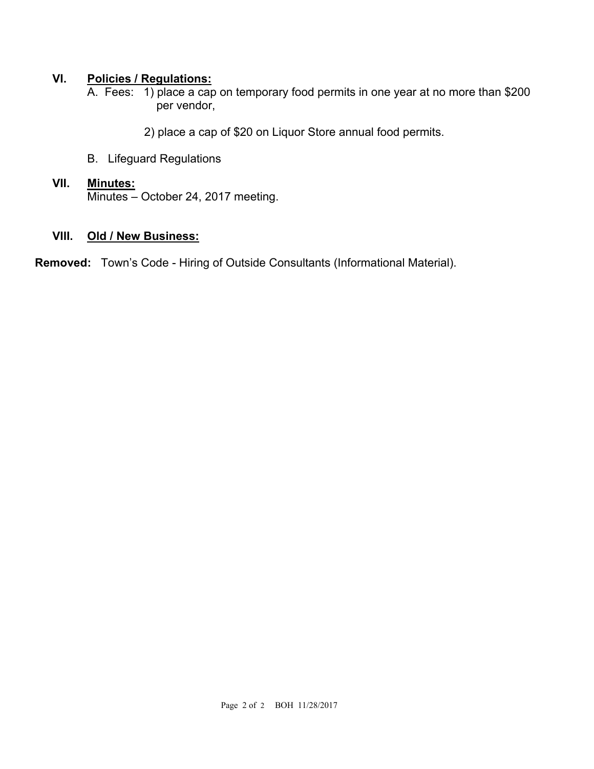## VI. Policies / Regulations:

A. Fees: 1) place a cap on temporary food permits in one year at no more than $200 per vendor,

2) place a cap of $20 on Liquor Store annual food permits.

B. Lifeguard Regulations

## VII. Minutes:

Minutes – October 24, 2017 meeting.

## VIII. Old / New Business:

**Removed:** Town's Code - Hiring of Outside Consultants (Informational Material).